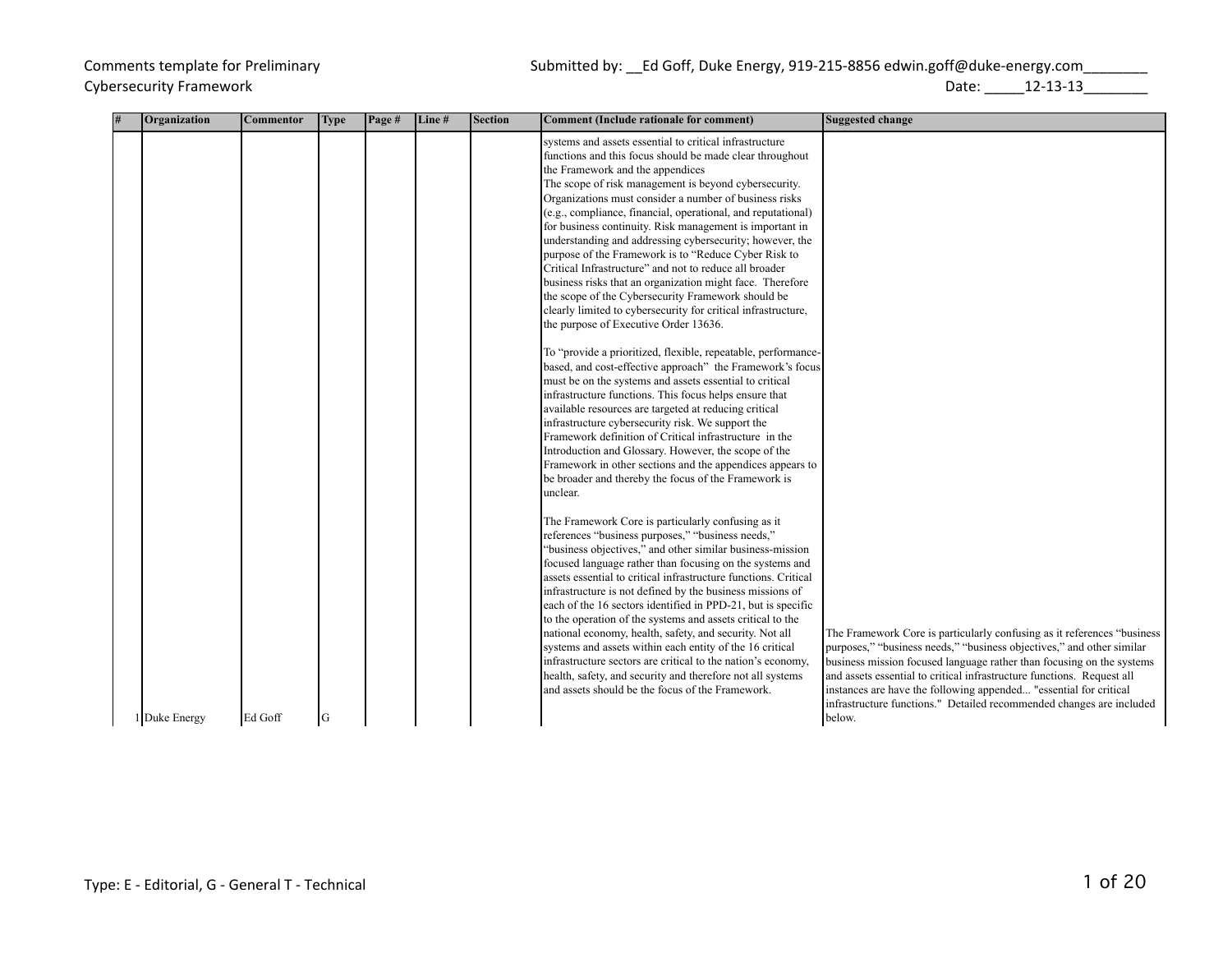Comments template for Preliminary Cybersecurity Framework

Submitted by: __Ed Goff, Duke Energy, 919-215-8856 edwin.goff@duke-energy.com________

Date: _____12-13-13________

| # | Organization | Commentor | Type | Page # | Line # | Section | Comment (Include rationale for comment) | Suggested change |
|---|---|---|---|---|---|---|---|---|
| 1 | Duke Energy | Ed Goff | G | | | | systems and assets essential to critical infrastructure functions and this focus should be made clear throughout the Framework and the appendices<br>The scope of risk management is beyond cybersecurity. Organizations must consider a number of business risks (e.g., compliance, financial, operational, and reputational) for business continuity. Risk management is important in understanding and addressing cybersecurity; however, the purpose of the Framework is to "Reduce Cyber Risk to Critical Infrastructure" and not to reduce all broader business risks that an organization might face. Therefore the scope of the Cybersecurity Framework should be clearly limited to cybersecurity for critical infrastructure, the purpose of Executive Order 13636.<br><br>To "provide a prioritized, flexible, repeatable, performance-based, and cost-effective approach" the Framework's focus must be on the systems and assets essential to critical infrastructure functions. This focus helps ensure that available resources are targeted at reducing critical infrastructure cybersecurity risk. We support the Framework definition of Critical infrastructure in the Introduction and Glossary. However, the scope of the Framework in other sections and the appendices appears to be broader and thereby the focus of the Framework is unclear.<br><br>The Framework Core is particularly confusing as it references "business purposes," "business needs," "business objectives," and other similar business-mission focused language rather than focusing on the systems and assets essential to critical infrastructure functions. Critical infrastructure is not defined by the business missions of each of the 16 sectors identified in PPD-21, but is specific to the operation of the systems and assets critical to the national economy, health, safety, and security. Not all systems and assets within each entity of the 16 critical infrastructure sectors are critical to the nation's economy, health, safety, and security and therefore not all systems and assets should be the focus of the Framework. | The Framework Core is particularly confusing as it references "business purposes," "business needs," "business objectives," and other similar business mission focused language rather than focusing on the systems and assets essential to critical infrastructure functions. Request all instances are have the following appended... "essential for critical infrastructure functions." Detailed recommended changes are included below. |

Type: E - Editorial, G - General T - Technical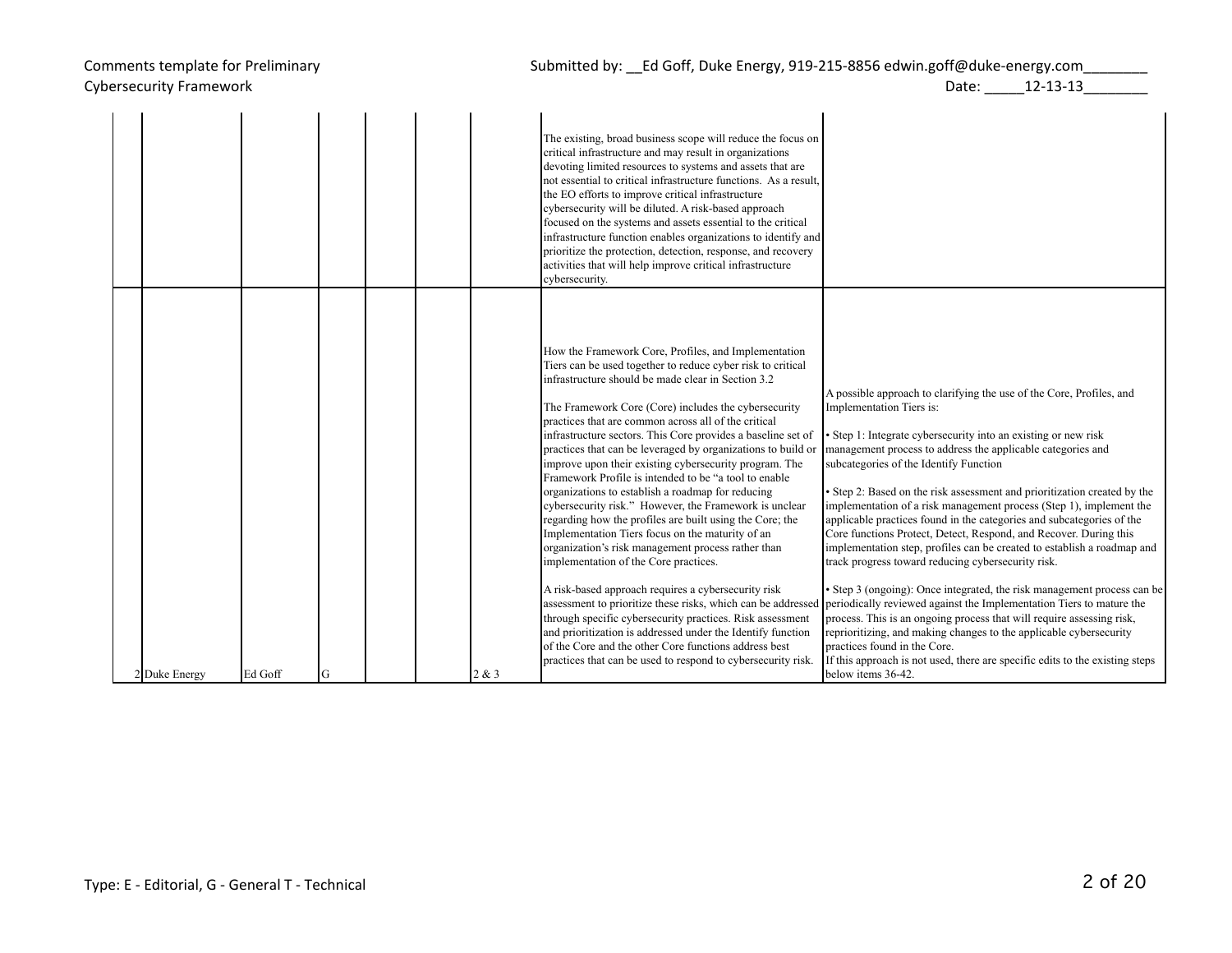| | | | | | | | | |
|---|---|---|---|---|---|---|---|---|
| | | | | | | | The existing, broad business scope will reduce the focus on critical infrastructure and may result in organizations devoting limited resources to systems and assets that are not essential to critical infrastructure functions. As a result, the EO efforts to improve critical infrastructure cybersecurity will be diluted. A risk-based approach focused on the systems and assets essential to the critical infrastructure function enables organizations to identify and prioritize the protection, detection, response, and recovery activities that will help improve critical infrastructure cybersecurity. | |
| 2 | Duke Energy | Ed Goff | G | | | 2 & 3 | How the Framework Core, Profiles, and Implementation Tiers can be used together to reduce cyber risk to critical infrastructure should be made clear in Section 3.2<br><br>The Framework Core (Core) includes the cybersecurity practices that are common across all of the critical infrastructure sectors. This Core provides a baseline set of practices that can be leveraged by organizations to build or improve upon their existing cybersecurity program. The Framework Profile is intended to be "a tool to enable organizations to establish a roadmap for reducing cybersecurity risk." However, the Framework is unclear regarding how the profiles are built using the Core; the Implementation Tiers focus on the maturity of an organization's risk management process rather than implementation of the Core practices.<br><br>A risk-based approach requires a cybersecurity risk assessment to prioritize these risks, which can be addressed through specific cybersecurity practices. Risk assessment and prioritization is addressed under the Identify function of the Core and the other Core functions address best practices that can be used to respond to cybersecurity risk. | A possible approach to clarifying the use of the Core, Profiles, and Implementation Tiers is:<br><br>• Step 1: Integrate cybersecurity into an existing or new risk management process to address the applicable categories and subcategories of the Identify Function<br><br>• Step 2: Based on the risk assessment and prioritization created by the implementation of a risk management process (Step 1), implement the applicable practices found in the categories and subcategories of the Core functions Protect, Detect, Respond, and Recover. During this implementation step, profiles can be created to establish a roadmap and track progress toward reducing cybersecurity risk.<br><br>• Step 3 (ongoing): Once integrated, the risk management process can be periodically reviewed against the Implementation Tiers to mature the process. This is an ongoing process that will require assessing risk, reprioritizing, and making changes to the applicable cybersecurity practices found in the Core.<br>If this approach is not used, there are specific edits to the existing steps below items 36-42. |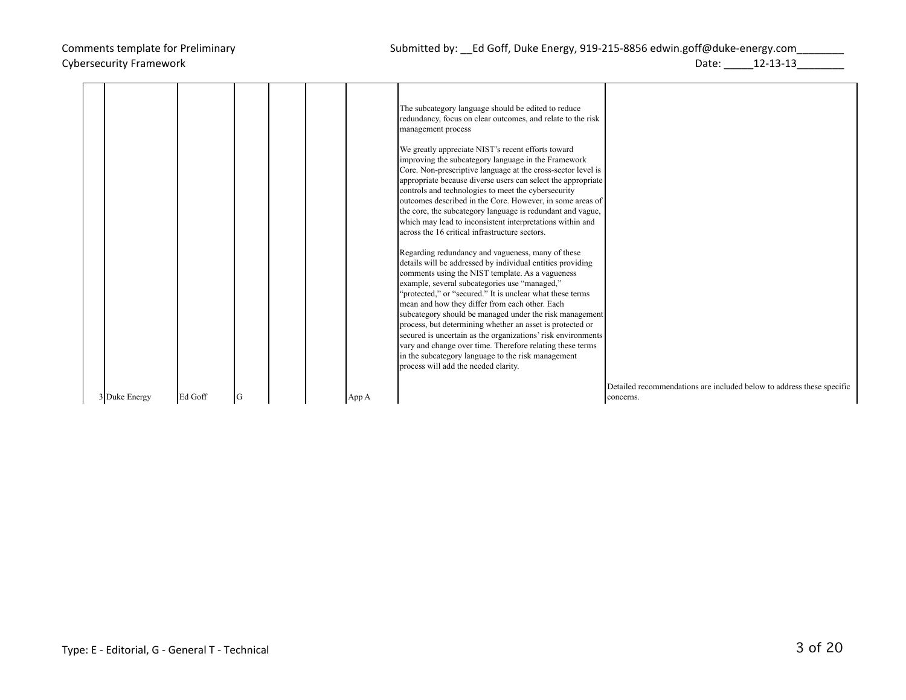| | | | | | | | | |
|---|---|---|---|---|---|---|---|---|
| 3 | Duke Energy | Ed Goff | G | | | App A | The subcategory language should be edited to reduce redundancy, focus on clear outcomes, and relate to the risk management process<br><br>We greatly appreciate NIST's recent efforts toward improving the subcategory language in the Framework Core. Non-prescriptive language at the cross-sector level is appropriate because diverse users can select the appropriate controls and technologies to meet the cybersecurity outcomes described in the Core. However, in some areas of the core, the subcategory language is redundant and vague, which may lead to inconsistent interpretations within and across the 16 critical infrastructure sectors.<br><br>Regarding redundancy and vagueness, many of these details will be addressed by individual entities providing comments using the NIST template. As a vagueness example, several subcategories use "managed," "protected," or "secured." It is unclear what these terms mean and how they differ from each other. Each subcategory should be managed under the risk management process, but determining whether an asset is protected or secured is uncertain as the organizations' risk environments vary and change over time. Therefore relating these terms in the subcategory language to the risk management process will add the needed clarity. | Detailed recommendations are included below to address these specific concerns. |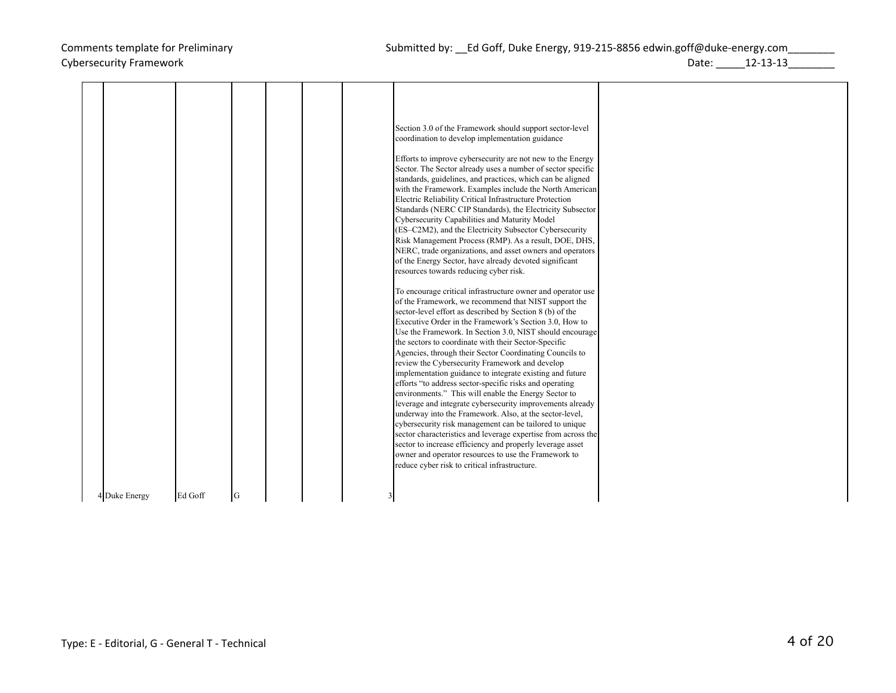Comments template for Preliminary Cybersecurity Framework

Submitted by: __Ed Goff, Duke Energy, 919-215-8856 edwin.goff@duke-energy.com________

Date: _____12-13-13________

| | | | | | | | | |
|---|---|---|---|---|---|---|---|---|
| 4 | Duke Energy | Ed Goff | G | | | 3 | Section 3.0 of the Framework should support sector-level coordination to develop implementation guidance<br><br>Efforts to improve cybersecurity are not new to the Energy Sector. The Sector already uses a number of sector specific standards, guidelines, and practices, which can be aligned with the Framework. Examples include the North American Electric Reliability Critical Infrastructure Protection Standards (NERC CIP Standards), the Electricity Subsector Cybersecurity Capabilities and Maturity Model (ES–C2M2), and the Electricity Subsector Cybersecurity Risk Management Process (RMP). As a result, DOE, DHS, NERC, trade organizations, and asset owners and operators of the Energy Sector, have already devoted significant resources towards reducing cyber risk.<br><br>To encourage critical infrastructure owner and operator use of the Framework, we recommend that NIST support the sector-level effort as described by Section 8 (b) of the Executive Order in the Framework's Section 3.0, How to Use the Framework. In Section 3.0, NIST should encourage the sectors to coordinate with their Sector-Specific Agencies, through their Sector Coordinating Councils to review the Cybersecurity Framework and develop implementation guidance to integrate existing and future efforts "to address sector-specific risks and operating environments." This will enable the Energy Sector to leverage and integrate cybersecurity improvements already underway into the Framework. Also, at the sector-level, cybersecurity risk management can be tailored to unique sector characteristics and leverage expertise from across the sector to increase efficiency and properly leverage asset owner and operator resources to use the Framework to reduce cyber risk to critical infrastructure. | |

Type: E - Editorial, G - General T - Technical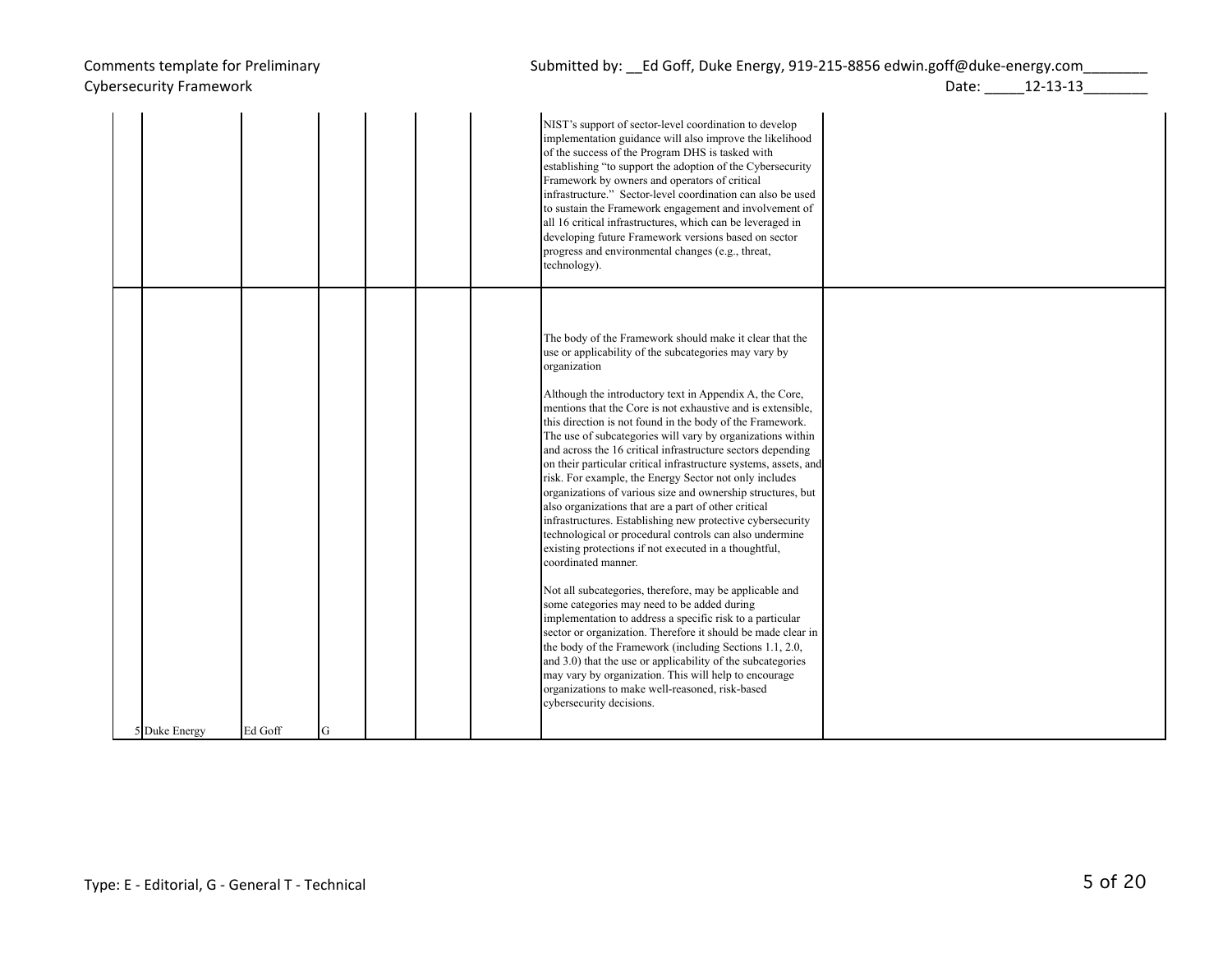| | | | | | | | | |
|---|---|---|---|---|---|---|---|---|
| | | | | | | | NIST's support of sector-level coordination to develop implementation guidance will also improve the likelihood of the success of the Program DHS is tasked with establishing "to support the adoption of the Cybersecurity Framework by owners and operators of critical infrastructure." Sector-level coordination can also be used to sustain the Framework engagement and involvement of all 16 critical infrastructures, which can be leveraged in developing future Framework versions based on sector progress and environmental changes (e.g., threat, technology). | |
| 5 | Duke Energy | Ed Goff | G | | | | The body of the Framework should make it clear that the use or applicability of the subcategories may vary by organization<br><br>Although the introductory text in Appendix A, the Core, mentions that the Core is not exhaustive and is extensible, this direction is not found in the body of the Framework. The use of subcategories will vary by organizations within and across the 16 critical infrastructure sectors depending on their particular critical infrastructure systems, assets, and risk. For example, the Energy Sector not only includes organizations of various size and ownership structures, but also organizations that are a part of other critical infrastructures. Establishing new protective cybersecurity technological or procedural controls can also undermine existing protections if not executed in a thoughtful, coordinated manner.<br><br>Not all subcategories, therefore, may be applicable and some categories may need to be added during implementation to address a specific risk to a particular sector or organization. Therefore it should be made clear in the body of the Framework (including Sections 1.1, 2.0, and 3.0) that the use or applicability of the subcategories may vary by organization. This will help to encourage organizations to make well-reasoned, risk-based cybersecurity decisions. | |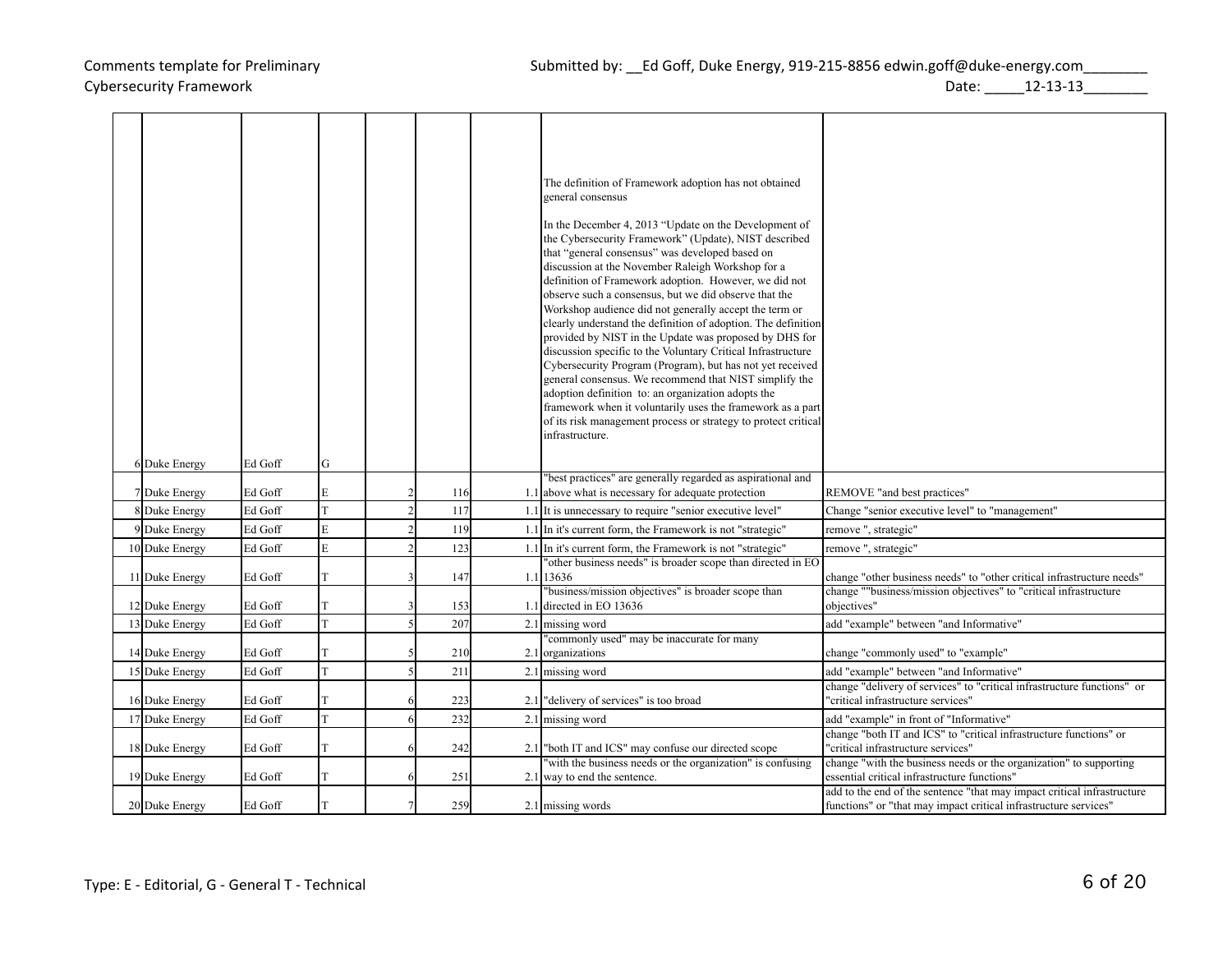Comments template for Preliminary Cybersecurity Framework

Submitted by: __Ed Goff, Duke Energy, 919-215-8856 edwin.goff@duke-energy.com________

Date: _____12-13-13________

| # | Organization | Commentor | Type | Page # | Line # | Section | Comment (Include rationale for comment) | Suggested change |
|---|---|---|---|---|---|---|---|---|
| 6 | Duke Energy | Ed Goff | G | | | | The definition of Framework adoption has not obtained general consensus<br><br>In the December 4, 2013 "Update on the Development of the Cybersecurity Framework" (Update), NIST described that "general consensus" was developed based on discussion at the November Raleigh Workshop for a definition of Framework adoption. However, we did not observe such a consensus, but we did observe that the Workshop audience did not generally accept the term or clearly understand the definition of adoption. The definition provided by NIST in the Update was proposed by DHS for discussion specific to the Voluntary Critical Infrastructure Cybersecurity Program (Program), but has not yet received general consensus. We recommend that NIST simplify the adoption definition to: an organization adopts the framework when it voluntarily uses the framework as a part of its risk management process or strategy to protect critical infrastructure. | |
| 7 | Duke Energy | Ed Goff | E | 2 | 116 | 1.1 | "best practices" are generally regarded as aspirational and above what is necessary for adequate protection | REMOVE "and best practices" |
| 8 | Duke Energy | Ed Goff | T | 2 | 117 | 1.1 | It is unnecessary to require "senior executive level" | Change "senior executive level" to "management" |
| 9 | Duke Energy | Ed Goff | E | 2 | 119 | 1.1 | In it's current form, the Framework is not "strategic" | remove ", strategic" |
| 10 | Duke Energy | Ed Goff | E | 2 | 123 | 1.1 | In it's current form, the Framework is not "strategic" | remove ", strategic" |
| 11 | Duke Energy | Ed Goff | T | 3 | 147 | 1.1 | "other business needs" is broader scope than directed in EO 13636 | change "other business needs" to "other critical infrastructure needs" |
| 12 | Duke Energy | Ed Goff | T | 3 | 153 | 1.1 | "business/mission objectives" is broader scope than directed in EO 13636 | change ""business/mission objectives" to "critical infrastructure objectives" |
| 13 | Duke Energy | Ed Goff | T | 5 | 207 | 2.1 | missing word | add "example" between "and Informative" |
| 14 | Duke Energy | Ed Goff | T | 5 | 210 | 2.1 | "commonly used" may be inaccurate for many organizations | change "commonly used" to "example" |
| 15 | Duke Energy | Ed Goff | T | 5 | 211 | 2.1 | missing word | add "example" between "and Informative" |
| 16 | Duke Energy | Ed Goff | T | 6 | 223 | 2.1 | "delivery of services" is too broad | change "delivery of services" to "critical infrastructure functions" or "critical infrastructure services" |
| 17 | Duke Energy | Ed Goff | T | 6 | 232 | 2.1 | missing word | add "example" in front of "Informative" |
| 18 | Duke Energy | Ed Goff | T | 6 | 242 | 2.1 | "both IT and ICS" may confuse our directed scope | change "both IT and ICS" to "critical infrastructure functions" or "critical infrastructure services" |
| 19 | Duke Energy | Ed Goff | T | 6 | 251 | 2.1 | "with the business needs or the organization" is confusing way to end the sentence. | change "with the business needs or the organization" to supporting essential critical infrastructure functions" |
| 20 | Duke Energy | Ed Goff | T | 7 | 259 | 2.1 | missing words | add to the end of the sentence "that may impact critical infrastructure functions" or "that may impact critical infrastructure services" |

Type: E - Editorial, G - General T - Technical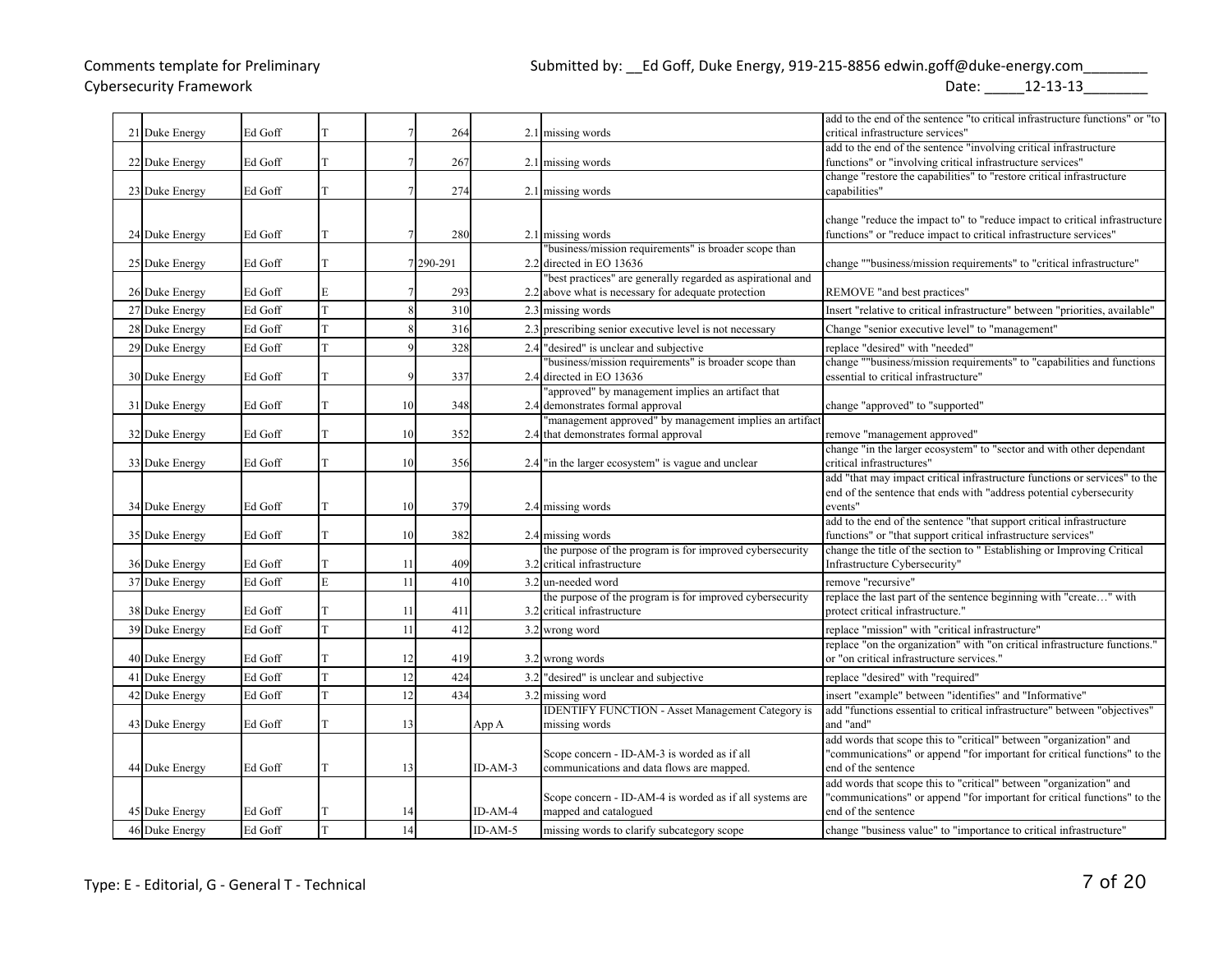Comments template for Preliminary Cybersecurity Framework

Submitted by: __Ed Goff, Duke Energy, 919-215-8856 edwin.goff@duke-energy.com________

Date: _____12-13-13________

| | | | | | | | | |
|---|---|---|---|---|---|---|---|---|
| 21 | Duke Energy | Ed Goff | T | 7 | 264 | 2.1 | missing words | add to the end of the sentence "to critical infrastructure functions" or "to critical infrastructure services" |
| 22 | Duke Energy | Ed Goff | T | 7 | 267 | 2.1 | missing words | add to the end of the sentence "involving critical infrastructure functions" or "involving critical infrastructure services" |
| 23 | Duke Energy | Ed Goff | T | 7 | 274 | 2.1 | missing words | change "restore the capabilities" to "restore critical infrastructure capabilities" |
| 24 | Duke Energy | Ed Goff | T | 7 | 280 | 2.1 | missing words | change "reduce the impact to" to "reduce impact to critical infrastructure functions" or "reduce impact to critical infrastructure services" |
| 25 | Duke Energy | Ed Goff | T | 7 | 290-291 | 2.2 | "business/mission requirements" is broader scope than directed in EO 13636 | change ""business/mission requirements" to "critical infrastructure" |
| 26 | Duke Energy | Ed Goff | E | 7 | 293 | 2.2 | "best practices" are generally regarded as aspirational and above what is necessary for adequate protection | REMOVE "and best practices" |
| 27 | Duke Energy | Ed Goff | T | 8 | 310 | 2.3 | missing words | Insert "relative to critical infrastructure" between "priorities, available" |
| 28 | Duke Energy | Ed Goff | T | 8 | 316 | 2.3 | prescribing senior executive level is not necessary | Change "senior executive level" to "management" |
| 29 | Duke Energy | Ed Goff | T | 9 | 328 | 2.4 | "desired" is unclear and subjective | replace "desired" with "needed" |
| 30 | Duke Energy | Ed Goff | T | 9 | 337 | 2.4 | "business/mission requirements" is broader scope than directed in EO 13636 | change ""business/mission requirements" to "capabilities and functions essential to critical infrastructure" |
| 31 | Duke Energy | Ed Goff | T | 10 | 348 | 2.4 | "approved" by management implies an artifact that demonstrates formal approval | change "approved" to "supported" |
| 32 | Duke Energy | Ed Goff | T | 10 | 352 | 2.4 | "management approved" by management implies an artifact that demonstrates formal approval | remove "management approved" |
| 33 | Duke Energy | Ed Goff | T | 10 | 356 | 2.4 | "in the larger ecosystem" is vague and unclear | change "in the larger ecosystem" to "sector and with other dependant critical infrastructures" |
| 34 | Duke Energy | Ed Goff | T | 10 | 379 | 2.4 | missing words | add "that may impact critical infrastructure functions or services" to the end of the sentence that ends with "address potential cybersecurity events" |
| 35 | Duke Energy | Ed Goff | T | 10 | 382 | 2.4 | missing words | add to the end of the sentence "that support critical infrastructure functions" or "that support critical infrastructure services" |
| 36 | Duke Energy | Ed Goff | T | 11 | 409 | 3.2 | the purpose of the program is for improved cybersecurity critical infrastructure | change the title of the section to " Establishing or Improving Critical Infrastructure Cybersecurity" |
| 37 | Duke Energy | Ed Goff | E | 11 | 410 | 3.2 | un-needed word | remove "recursive" |
| 38 | Duke Energy | Ed Goff | T | 11 | 411 | 3.2 | the purpose of the program is for improved cybersecurity critical infrastructure | replace the last part of the sentence beginning with "create…" with protect critical infrastructure." |
| 39 | Duke Energy | Ed Goff | T | 11 | 412 | 3.2 | wrong word | replace "mission" with "critical infrastructure" |
| 40 | Duke Energy | Ed Goff | T | 12 | 419 | 3.2 | wrong words | replace "on the organization" with "on critical infrastructure functions." or "on critical infrastructure services." |
| 41 | Duke Energy | Ed Goff | T | 12 | 424 | 3.2 | "desired" is unclear and subjective | replace "desired" with "required" |
| 42 | Duke Energy | Ed Goff | T | 12 | 434 | 3.2 | missing word | insert "example" between "identifies" and "Informative" |
| 43 | Duke Energy | Ed Goff | T | 13 | | App A | IDENTIFY FUNCTION - Asset Management Category is missing words | add "functions essential to critical infrastructure" between "objectives" and "and" |
| 44 | Duke Energy | Ed Goff | T | 13 | | ID-AM-3 | Scope concern - ID-AM-3 is worded as if all communications and data flows are mapped. | add words that scope this to "critical" between "organization" and "communications" or append "for important for critical functions" to the end of the sentence |
| 45 | Duke Energy | Ed Goff | T | 14 | | ID-AM-4 | Scope concern - ID-AM-4 is worded as if all systems are mapped and catalogued | add words that scope this to "critical" between "organization" and "communications" or append "for important for critical functions" to the end of the sentence |
| 46 | Duke Energy | Ed Goff | T | 14 | | ID-AM-5 | missing words to clarify subcategory scope | change "business value" to "importance to critical infrastructure" |

Type: E - Editorial, G - General T - Technical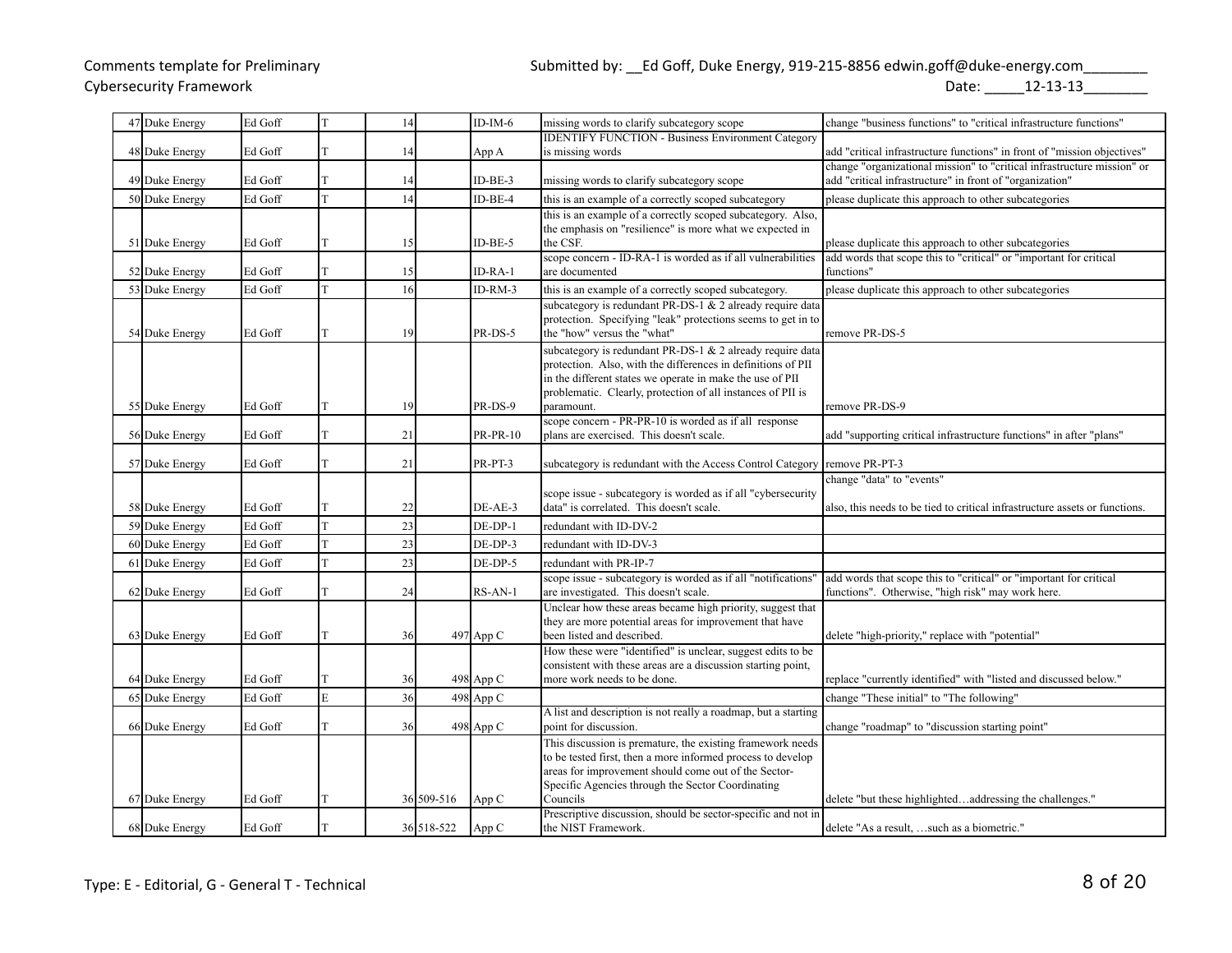Comments template for Preliminary Cybersecurity Framework

Submitted by: __Ed Goff, Duke Energy, 919-215-8856 edwin.goff@duke-energy.com________

Date: _____12-13-13________

| # | Organization | Commentor | Type | Page # | Line # | Section | Comment (Include rationale for comment) | Suggested change |
|---|---|---|---|---|---|---|---|---|
| 47 | Duke Energy | Ed Goff | T | 14 | | ID-IM-6 | missing words to clarify subcategory scope | change "business functions" to "critical infrastructure functions" |
| 48 | Duke Energy | Ed Goff | T | 14 | | App A | IDENTIFY FUNCTION - Business Environment Category is missing words | add "critical infrastructure functions" in front of "mission objectives" |
| 49 | Duke Energy | Ed Goff | T | 14 | | ID-BE-3 | missing words to clarify subcategory scope | change "organizational mission" to "critical infrastructure mission" or add "critical infrastructure" in front of "organization" |
| 50 | Duke Energy | Ed Goff | T | 14 | | ID-BE-4 | this is an example of a correctly scoped subcategory | please duplicate this approach to other subcategories |
| 51 | Duke Energy | Ed Goff | T | 15 | | ID-BE-5 | this is an example of a correctly scoped subcategory. Also, the emphasis on "resilience" is more what we expected in the CSF. | please duplicate this approach to other subcategories |
| 52 | Duke Energy | Ed Goff | T | 15 | | ID-RA-1 | scope concern - ID-RA-1 is worded as if all vulnerabilities are documented | add words that scope this to "critical" or "important for critical functions" |
| 53 | Duke Energy | Ed Goff | T | 16 | | ID-RM-3 | this is an example of a correctly scoped subcategory. | please duplicate this approach to other subcategories |
| 54 | Duke Energy | Ed Goff | T | 19 | | PR-DS-5 | subcategory is redundant PR-DS-1 & 2 already require data protection. Specifying "leak" protections seems to get in to the "how" versus the "what" | remove PR-DS-5 |
| 55 | Duke Energy | Ed Goff | T | 19 | | PR-DS-9 | subcategory is redundant PR-DS-1 & 2 already require data protection. Also, with the differences in definitions of PII in the different states we operate in make the use of PII problematic. Clearly, protection of all instances of PII is paramount. | remove PR-DS-9 |
| 56 | Duke Energy | Ed Goff | T | 21 | | PR-PR-10 | scope concern - PR-PR-10 is worded as if all response plans are exercised. This doesn't scale. | add "supporting critical infrastructure functions" in after "plans" |
| 57 | Duke Energy | Ed Goff | T | 21 | | PR-PT-3 | subcategory is redundant with the Access Control Category | remove PR-PT-3 |
| 58 | Duke Energy | Ed Goff | T | 22 | | DE-AE-3 | scope issue - subcategory is worded as if all "cybersecurity data" is correlated. This doesn't scale. | change "data" to "events"<br><br>also, this needs to be tied to critical infrastructure assets or functions. |
| 59 | Duke Energy | Ed Goff | T | 23 | | DE-DP-1 | redundant with ID-DV-2 | |
| 60 | Duke Energy | Ed Goff | T | 23 | | DE-DP-3 | redundant with ID-DV-3 | |
| 61 | Duke Energy | Ed Goff | T | 23 | | DE-DP-5 | redundant with PR-IP-7 | |
| 62 | Duke Energy | Ed Goff | T | 24 | | RS-AN-1 | scope issue - subcategory is worded as if all "notifications" are investigated. This doesn't scale. | add words that scope this to "critical" or "important for critical functions". Otherwise, "high risk" may work here. |
| 63 | Duke Energy | Ed Goff | T | 36 | 497 | App C | Unclear how these areas became high priority, suggest that they are more potential areas for improvement that have been listed and described. | delete "high-priority," replace with "potential" |
| 64 | Duke Energy | Ed Goff | T | 36 | 498 | App C | How these were "identified" is unclear, suggest edits to be consistent with these areas are a discussion starting point, more work needs to be done. | replace "currently identified" with "listed and discussed below." |
| 65 | Duke Energy | Ed Goff | E | 36 | 498 | App C | | change "These initial" to "The following" |
| 66 | Duke Energy | Ed Goff | T | 36 | 498 | App C | A list and description is not really a roadmap, but a starting point for discussion. | change "roadmap" to "discussion starting point" |
| 67 | Duke Energy | Ed Goff | T | 36 | 509-516 | App C | This discussion is premature, the existing framework needs to be tested first, then a more informed process to develop areas for improvement should come out of the Sector-Specific Agencies through the Sector Coordinating Councils | delete "but these highlighted…addressing the challenges." |
| 68 | Duke Energy | Ed Goff | T | 36 | 518-522 | App C | Prescriptive discussion, should be sector-specific and not in the NIST Framework. | delete "As a result, …such as a biometric." |

Type: E - Editorial, G - General T - Technical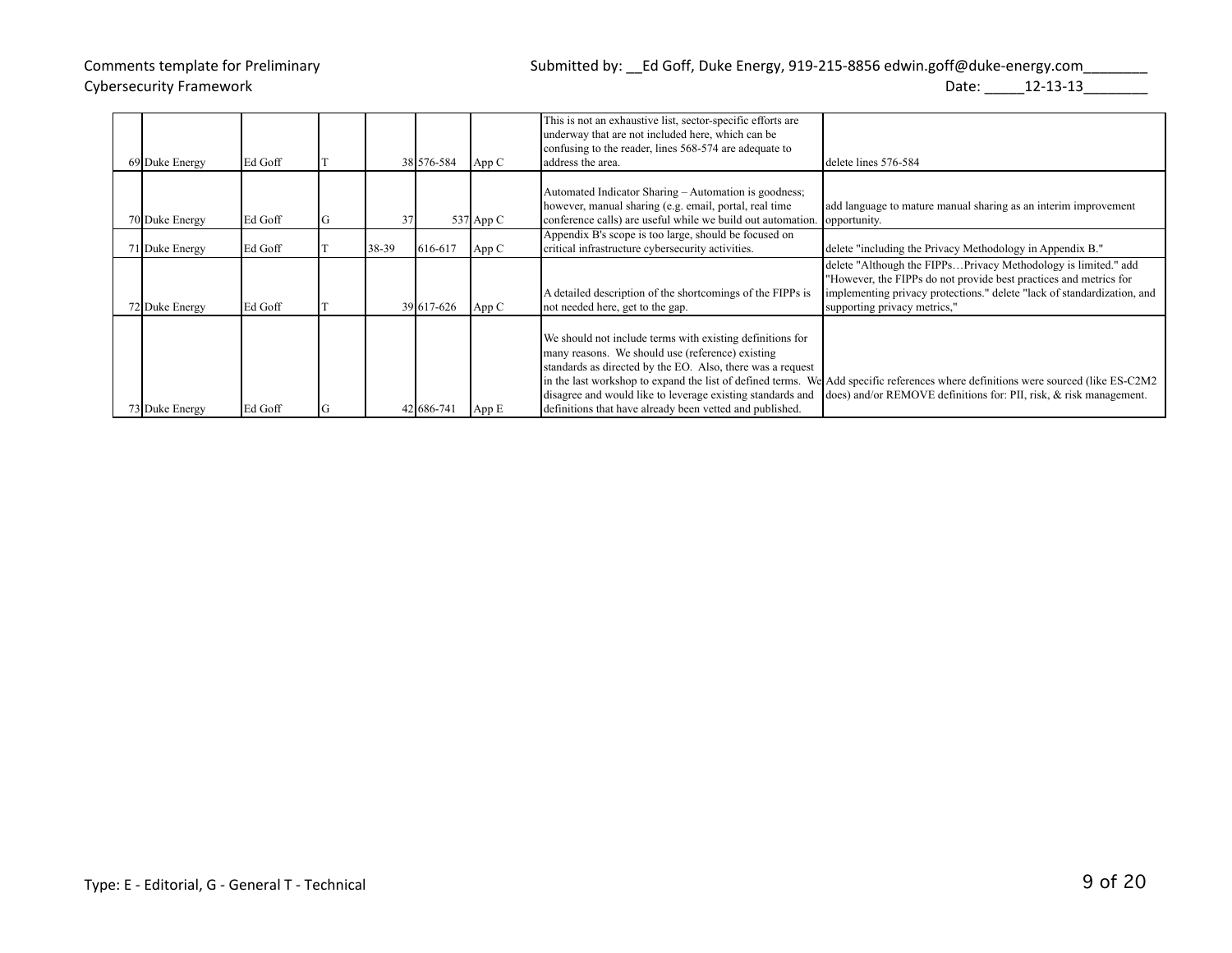Comments template for Preliminary Cybersecurity Framework

Submitted by: __Ed Goff, Duke Energy, 919-215-8856 edwin.goff@duke-energy.com________

Date: _____12-13-13________

| | | | | | | | | |
|---|---|---|---|---|---|---|---|---|
| 69 | Duke Energy | Ed Goff | T | 38 | 576-584 | App C | This is not an exhaustive list, sector-specific efforts are underway that are not included here, which can be confusing to the reader, lines 568-574 are adequate to address the area. | delete lines 576-584 |
| 70 | Duke Energy | Ed Goff | G | 37 | 537 | App C | Automated Indicator Sharing – Automation is goodness; however, manual sharing (e.g. email, portal, real time conference calls) are useful while we build out automation. | add language to mature manual sharing as an interim improvement opportunity. |
| 71 | Duke Energy | Ed Goff | T | 38-39 | 616-617 | App C | Appendix B's scope is too large, should be focused on critical infrastructure cybersecurity activities. | delete "including the Privacy Methodology in Appendix B." |
| 72 | Duke Energy | Ed Goff | T | 39 | 617-626 | App C | A detailed description of the shortcomings of the FIPPs is not needed here, get to the gap. | delete "Although the FIPPs…Privacy Methodology is limited." add "However, the FIPPs do not provide best practices and metrics for implementing privacy protections." delete "lack of standardization, and supporting privacy metrics," |
| 73 | Duke Energy | Ed Goff | G | 42 | 686-741 | App E | We should not include terms with existing definitions for many reasons. We should use (reference) existing standards as directed by the EO. Also, there was a request in the last workshop to expand the list of defined terms. We disagree and would like to leverage existing standards and definitions that have already been vetted and published. | Add specific references where definitions were sourced (like ES-C2M2 does) and/or REMOVE definitions for: PII, risk, & risk management. |

Type: E - Editorial, G - General T - Technical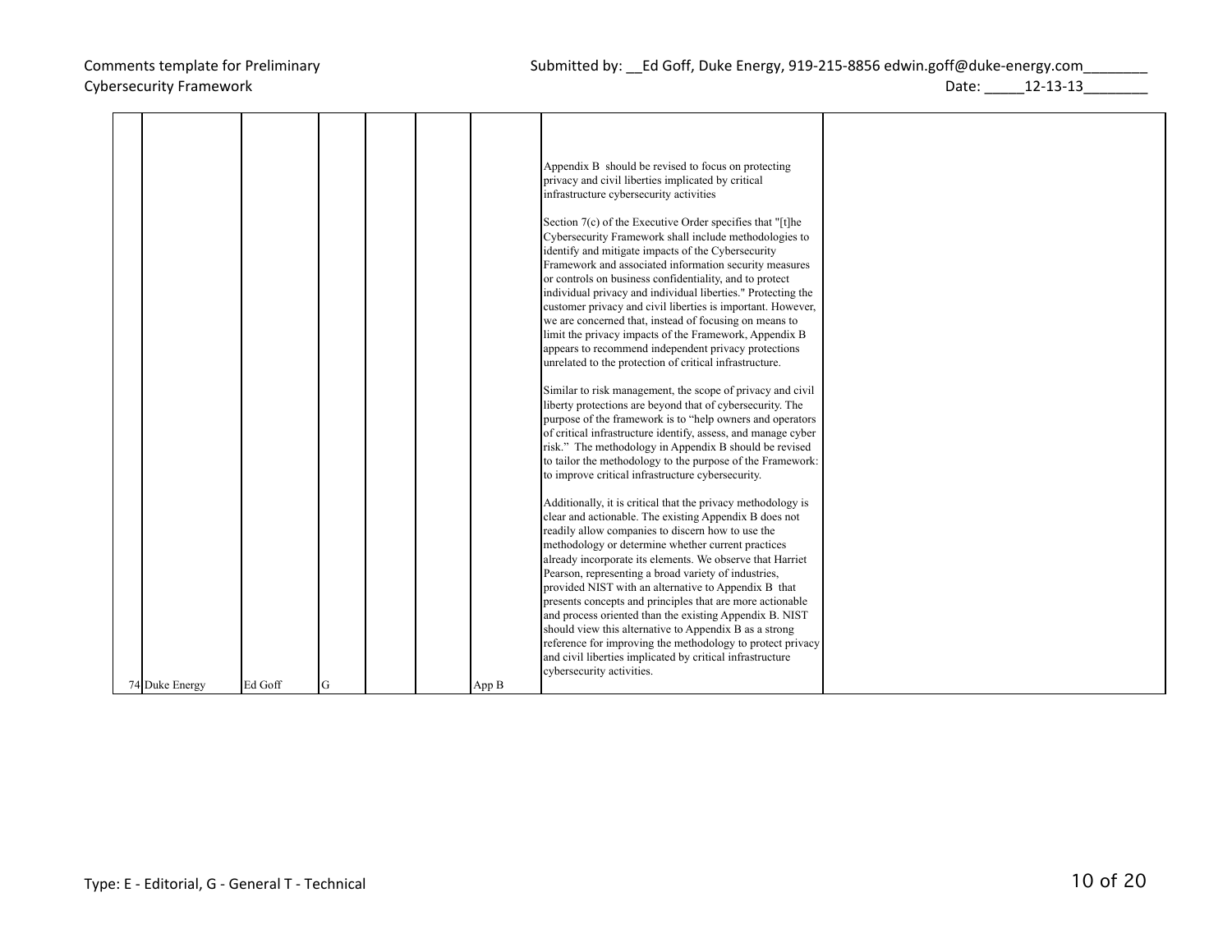| 74 | Duke Energy | Ed Goff | G | | | App B | Appendix B should be revised to focus on protecting privacy and civil liberties implicated by critical infrastructure cybersecurity activities<br><br>Section 7(c) of the Executive Order specifies that "[t]he Cybersecurity Framework shall include methodologies to identify and mitigate impacts of the Cybersecurity Framework and associated information security measures or controls on business confidentiality, and to protect individual privacy and individual liberties." Protecting the customer privacy and civil liberties is important. However, we are concerned that, instead of focusing on means to limit the privacy impacts of the Framework, Appendix B appears to recommend independent privacy protections unrelated to the protection of critical infrastructure.<br><br>Similar to risk management, the scope of privacy and civil liberty protections are beyond that of cybersecurity. The purpose of the framework is to "help owners and operators of critical infrastructure identify, assess, and manage cyber risk." The methodology in Appendix B should be revised to tailor the methodology to the purpose of the Framework: to improve critical infrastructure cybersecurity.<br><br>Additionally, it is critical that the privacy methodology is clear and actionable. The existing Appendix B does not readily allow companies to discern how to use the methodology or determine whether current practices already incorporate its elements. We observe that Harriet Pearson, representing a broad variety of industries, provided NIST with an alternative to Appendix B that presents concepts and principles that are more actionable and process oriented than the existing Appendix B. NIST should view this alternative to Appendix B as a strong reference for improving the methodology to protect privacy and civil liberties implicated by critical infrastructure cybersecurity activities. | |
|---|---|---|---|---|---|---|---|---|

Type: E - Editorial, G - General T - Technical